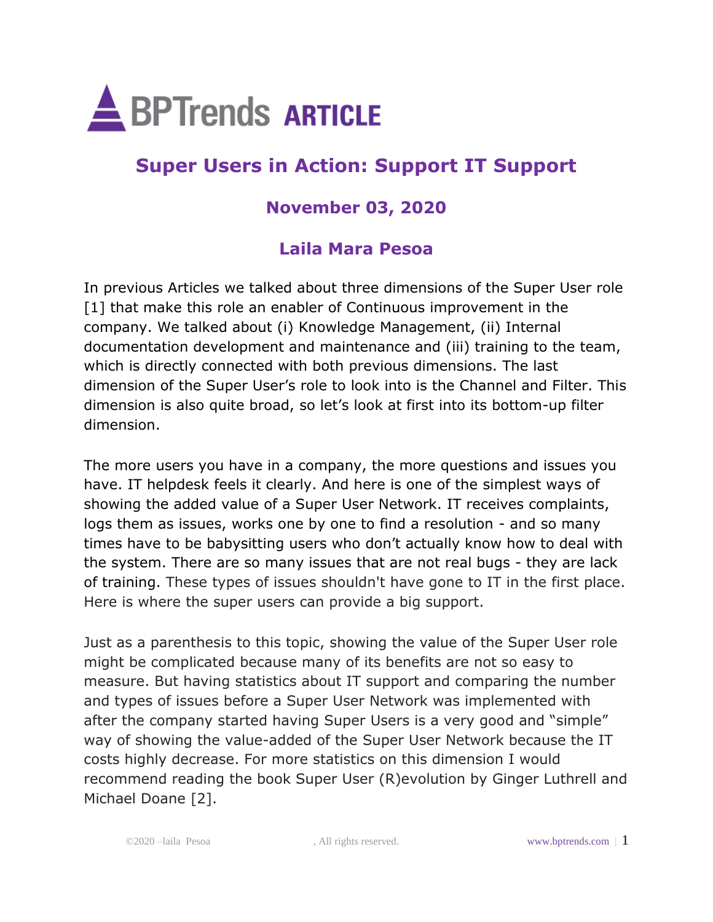BPTrends **ARTICLE**

# Super Users in Action: Support IT Support

## November 03, 2020

## Laila Mara Pesoa

In previous Articles we talked about three dimensions of the Super User role [1] that make this role an enabler of Continuous improvement in the company. We talked about (i) Knowledge Management, (ii) Internal documentation development and maintenance and (iii) training to the team, which is directly connected with both previous dimensions. The last dimension of the Super User's role to look into is the Channel and Filter. This dimension is also quite broad, so let's look at first into its bottom-up filter dimension.

The more users you have in a company, the more questions and issues you have. IT helpdesk feels it clearly. And here is one of the simplest ways of showing the added value of a Super User Network. IT receives complaints, logs them as issues, works one by one to find a resolution - and so many times have to be babysitting users who don't actually know how to deal with the system. There are so many issues that are not real bugs - they are lack of training. These types of issues shouldn't have gone to IT in the first place. Here is where the super users can provide a big support.

Just as a parenthesis to this topic, showing the value of the Super User role might be complicated because many of its benefits are not so easy to measure. But having statistics about IT support and comparing the number and types of issues before a Super User Network was implemented with after the company started having Super Users is a very good and "simple" way of showing the value-added of the Super User Network because the IT costs highly decrease. For more statistics on this dimension I would recommend reading the book Super User (R)evolution by Ginger Luthrell and Michael Doane [2].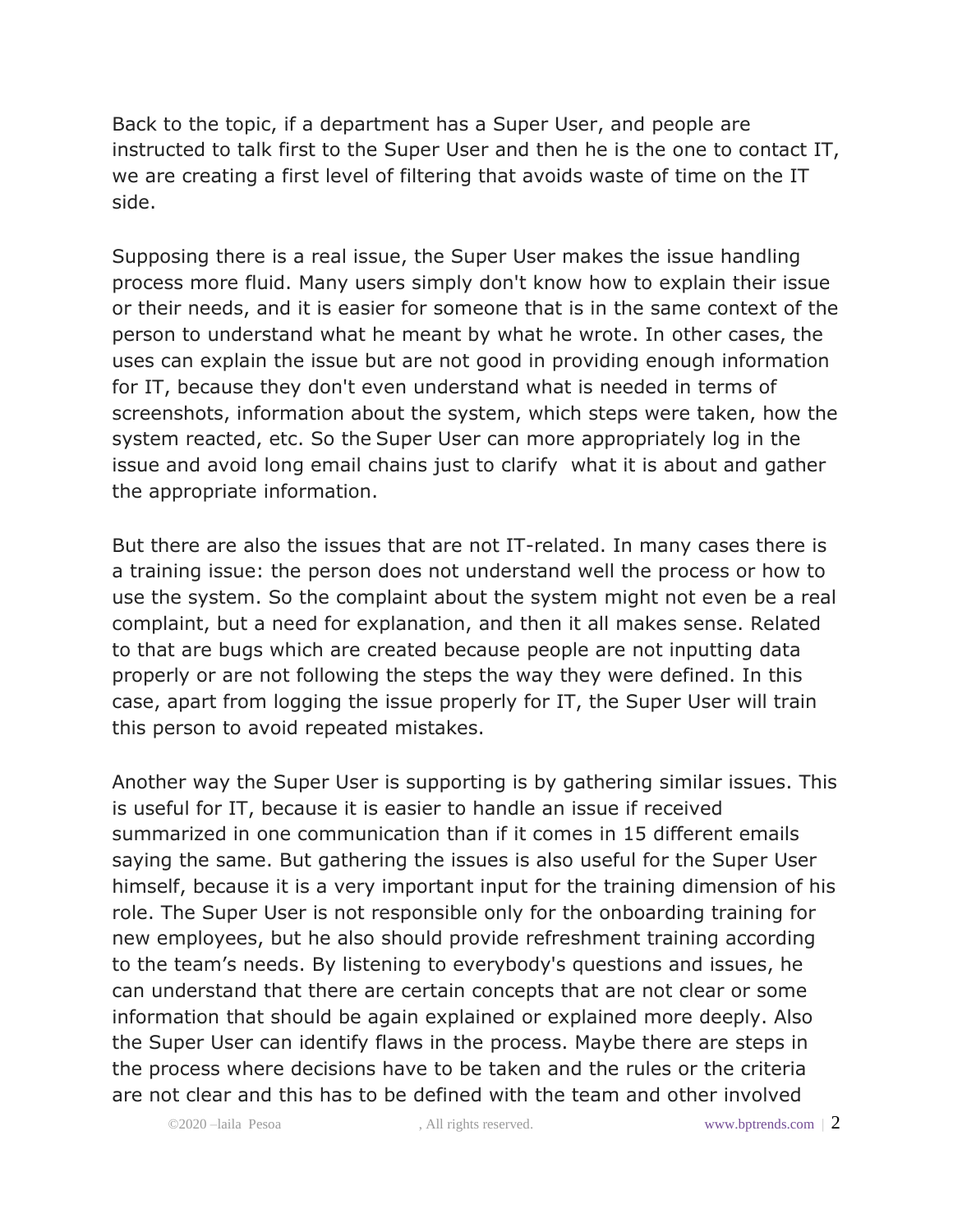Back to the topic, if a department has a Super User, and people are instructed to talk first to the Super User and then he is the one to contact IT, we are creating a first level of filtering that avoids waste of time on the IT side.

Supposing there is a real issue, the Super User makes the issue handling process more fluid. Many users simply don't know how to explain their issue or their needs, and it is easier for someone that is in the same context of the person to understand what he meant by what he wrote. In other cases, the uses can explain the issue but are not good in providing enough information for IT, because they don't even understand what is needed in terms of screenshots, information about the system, which steps were taken, how the system reacted, etc. So the Super User can more appropriately log in the issue and avoid long email chains just to clarify what it is about and gather the appropriate information.

But there are also the issues that are not IT-related. In many cases there is a training issue: the person does not understand well the process or how to use the system. So the complaint about the system might not even be a real complaint, but a need for explanation, and then it all makes sense. Related to that are bugs which are created because people are not inputting data properly or are not following the steps the way they were defined. In this case, apart from logging the issue properly for IT, the Super User will train this person to avoid repeated mistakes.

Another way the Super User is supporting is by gathering similar issues. This is useful for IT, because it is easier to handle an issue if received summarized in one communication than if it comes in 15 different emails saying the same. But gathering the issues is also useful for the Super User himself, because it is a very important input for the training dimension of his role. The Super User is not responsible only for the onboarding training for new employees, but he also should provide refreshment training according to the team's needs. By listening to everybody's questions and issues, he can understand that there are certain concepts that are not clear or some information that should be again explained or explained more deeply. Also the Super User can identify flaws in the process. Maybe there are steps in the process where decisions have to be taken and the rules or the criteria are not clear and this has to be defined with the team and other involved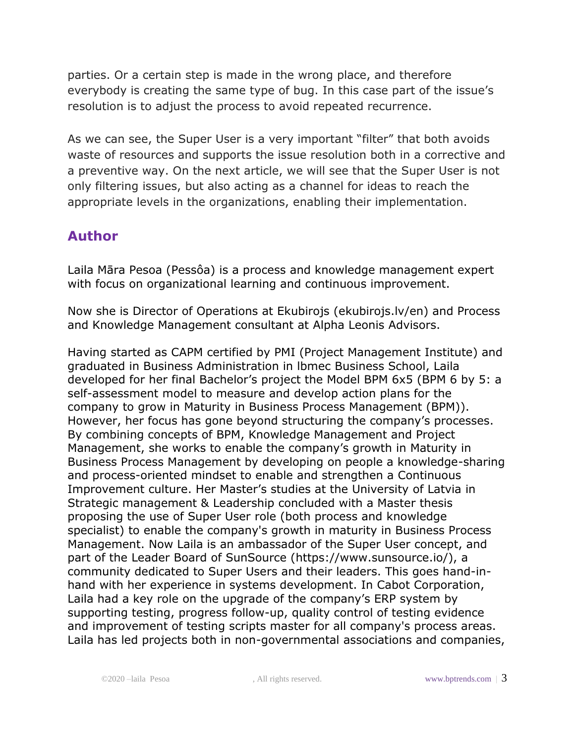parties. Or a certain step is made in the wrong place, and therefore everybody is creating the same type of bug. In this case part of the issue's resolution is to adjust the process to avoid repeated recurrence.

As we can see, the Super User is a very important "filter" that both avoids waste of resources and supports the issue resolution both in a corrective and a preventive way. On the next article, we will see that the Super User is not only filtering issues, but also acting as a channel for ideas to reach the appropriate levels in the organizations, enabling their implementation.

## Author

Laila Māra Pesoa (Pessôa) is a process and knowledge management expert with focus on organizational learning and continuous improvement.

Now she is Director of Operations at Ekubirojs (ekubirojs.lv/en) and Process and Knowledge Management consultant at Alpha Leonis Advisors.

Having started as CAPM certified by PMI (Project Management Institute) and graduated in Business Administration in Ibmec Business School, Laila developed for her final Bachelor's project the Model BPM 6x5 (BPM 6 by 5: a self-assessment model to measure and develop action plans for the company to grow in Maturity in Business Process Management (BPM)). However, her focus has gone beyond structuring the company's processes. By combining concepts of BPM, Knowledge Management and Project Management, she works to enable the company's growth in Maturity in Business Process Management by developing on people a knowledge-sharing and process-oriented mindset to enable and strengthen a Continuous Improvement culture. Her Master's studies at the University of Latvia in Strategic management & Leadership concluded with a Master thesis proposing the use of Super User role (both process and knowledge specialist) to enable the company's growth in maturity in Business Process Management. Now Laila is an ambassador of the Super User concept, and part of the Leader Board of SunSource (https://www.sunsource.io/), a community dedicated to Super Users and their leaders. This goes hand-in-hand with her experience in systems development. In Cabot Corporation, Laila had a key role on the upgrade of the company's ERP system by supporting testing, progress follow-up, quality control of testing evidence and improvement of testing scripts master for all company's process areas. Laila has led projects both in non-governmental associations and companies,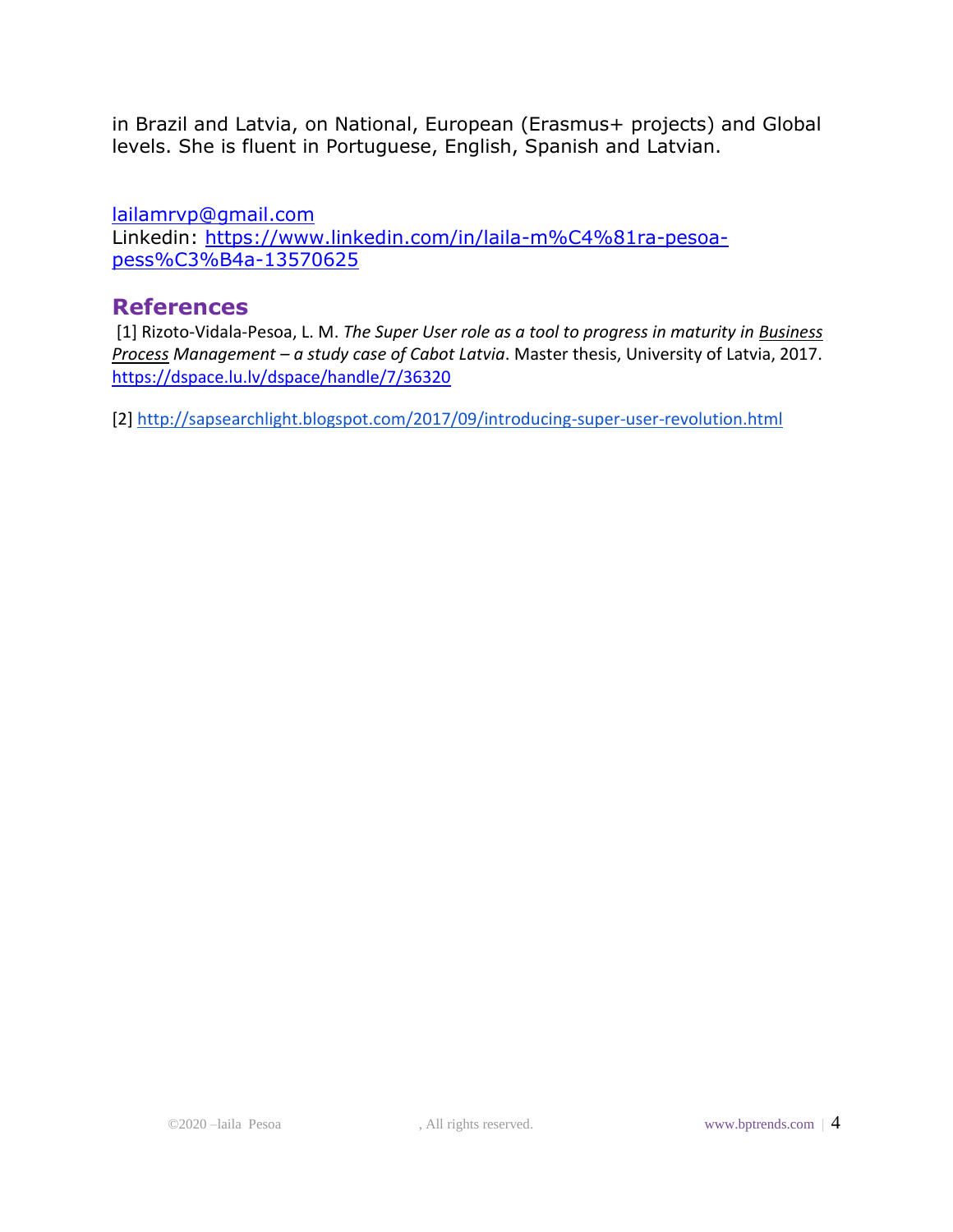in Brazil and Latvia, on National, European (Erasmus+ projects) and Global levels. She is fluent in Portuguese, English, Spanish and Latvian.

lailamrvp@gmail.com
Linkedin: https://www.linkedin.com/in/laila-m%C4%81ra-pesoa-pess%C3%B4a-13570625

## References

[1] Rizoto-Vidala-Pesoa, L. M. *The Super User role as a tool to progress in maturity in Business Process Management – a study case of Cabot Latvia*. Master thesis, University of Latvia, 2017. https://dspace.lu.lv/dspace/handle/7/36320

[2] http://sapsearchlight.blogspot.com/2017/09/introducing-super-user-revolution.html